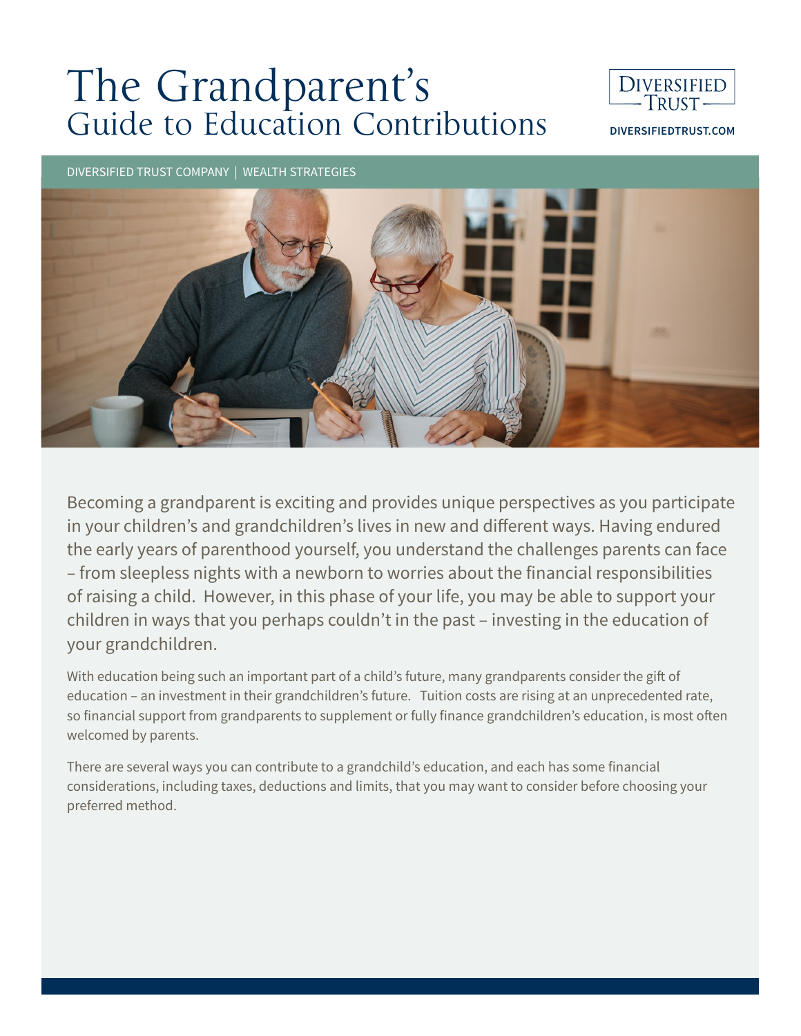# The Grandparent's Guide to Education Contributions

DIVERSIFIED TRUST

DIVERSIFIEDTRUST.COM

DIVERSIFIED TRUST COMPANY | WEALTH STRATEGIES

Becoming a grandparent is exciting and provides unique perspectives as you participate in your children's and grandchildren's lives in new and different ways. Having endured the early years of parenthood yourself, you understand the challenges parents can face – from sleepless nights with a newborn to worries about the financial responsibilities of raising a child. However, in this phase of your life, you may be able to support your children in ways that you perhaps couldn't in the past – investing in the education of your grandchildren.

With education being such an important part of a child's future, many grandparents consider the gift of education – an investment in their grandchildren's future. Tuition costs are rising at an unprecedented rate, so financial support from grandparents to supplement or fully finance grandchildren's education, is most often welcomed by parents.

There are several ways you can contribute to a grandchild's education, and each has some financial considerations, including taxes, deductions and limits, that you may want to consider before choosing your preferred method.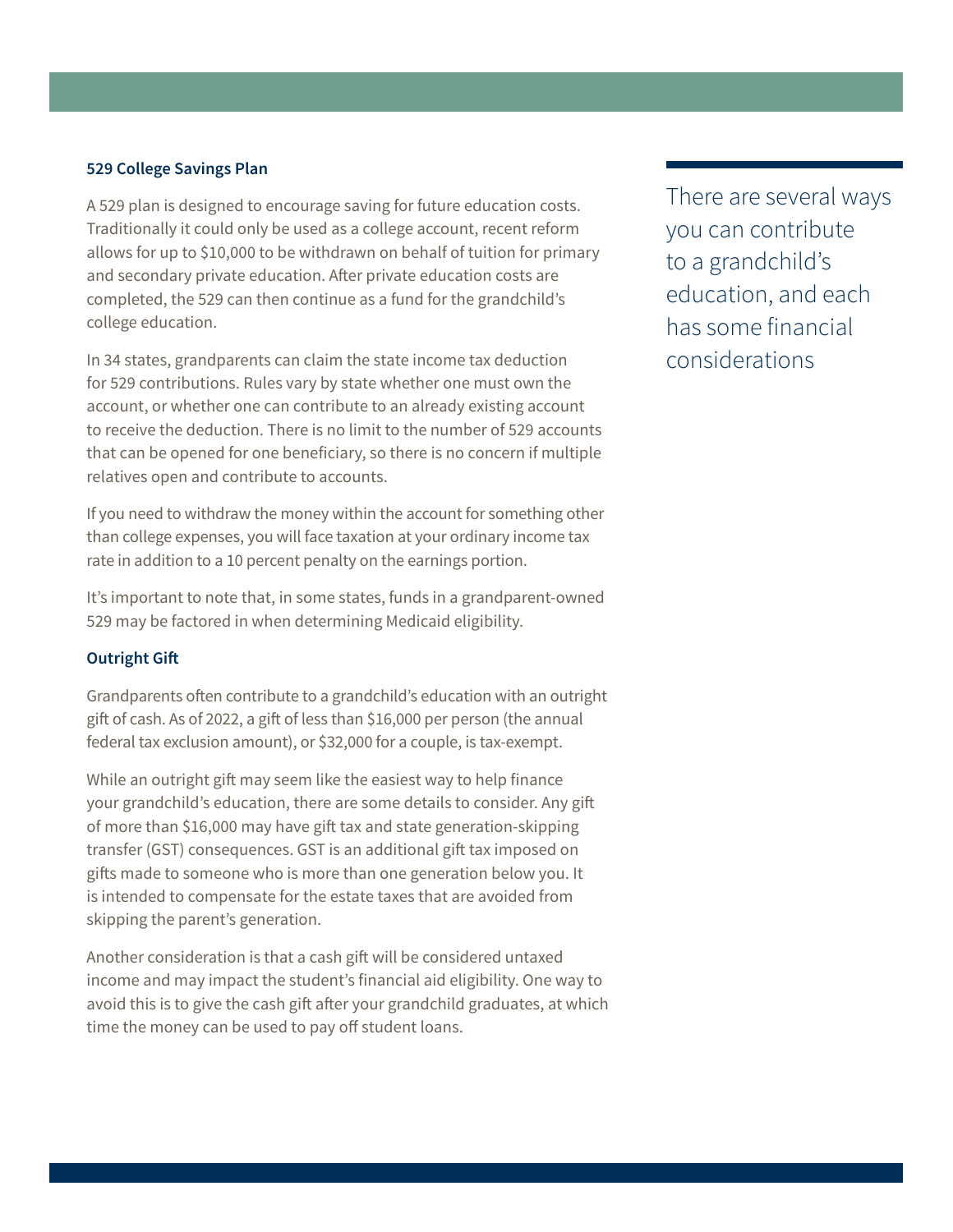### 529 College Savings Plan

A 529 plan is designed to encourage saving for future education costs. Traditionally it could only be used as a college account, recent reform allows for up to $10,000 to be withdrawn on behalf of tuition for primary and secondary private education. After private education costs are completed, the 529 can then continue as a fund for the grandchild's college education.

In 34 states, grandparents can claim the state income tax deduction for 529 contributions. Rules vary by state whether one must own the account, or whether one can contribute to an already existing account to receive the deduction. There is no limit to the number of 529 accounts that can be opened for one beneficiary, so there is no concern if multiple relatives open and contribute to accounts.

If you need to withdraw the money within the account for something other than college expenses, you will face taxation at your ordinary income tax rate in addition to a 10 percent penalty on the earnings portion.

It's important to note that, in some states, funds in a grandparent-owned 529 may be factored in when determining Medicaid eligibility.

### Outright Gift

Grandparents often contribute to a grandchild's education with an outright gift of cash. As of 2022, a gift of less than $16,000 per person (the annual federal tax exclusion amount), or $32,000 for a couple, is tax-exempt.

While an outright gift may seem like the easiest way to help finance your grandchild's education, there are some details to consider. Any gift of more than $16,000 may have gift tax and state generation-skipping transfer (GST) consequences. GST is an additional gift tax imposed on gifts made to someone who is more than one generation below you. It is intended to compensate for the estate taxes that are avoided from skipping the parent's generation.

Another consideration is that a cash gift will be considered untaxed income and may impact the student's financial aid eligibility. One way to avoid this is to give the cash gift after your grandchild graduates, at which time the money can be used to pay off student loans.

There are several ways you can contribute to a grandchild's education, and each has some financial considerations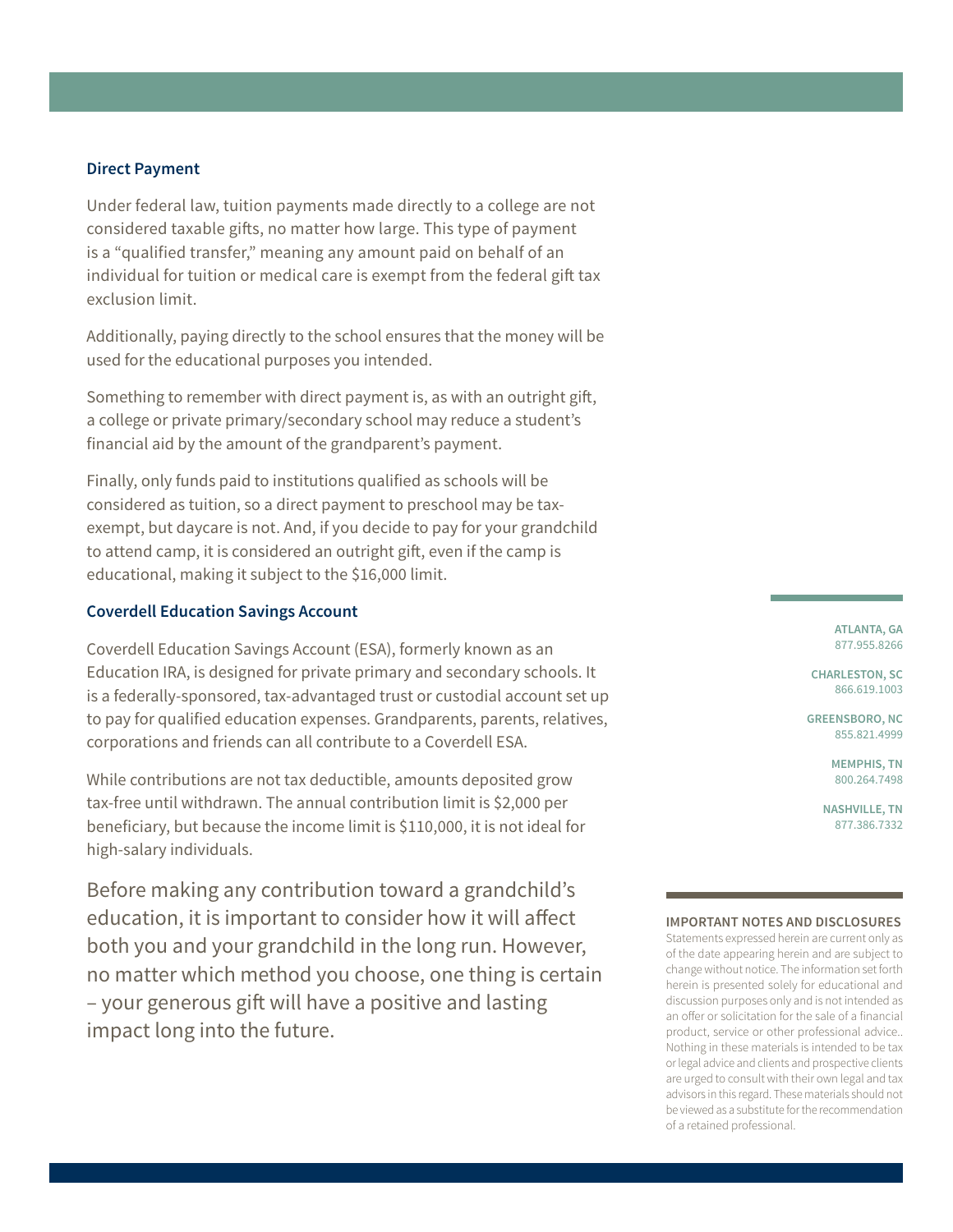### Direct Payment

Under federal law, tuition payments made directly to a college are not considered taxable gifts, no matter how large. This type of payment is a "qualified transfer," meaning any amount paid on behalf of an individual for tuition or medical care is exempt from the federal gift tax exclusion limit.

Additionally, paying directly to the school ensures that the money will be used for the educational purposes you intended.

Something to remember with direct payment is, as with an outright gift, a college or private primary/secondary school may reduce a student's financial aid by the amount of the grandparent's payment.

Finally, only funds paid to institutions qualified as schools will be considered as tuition, so a direct payment to preschool may be tax-exempt, but daycare is not. And, if you decide to pay for your grandchild to attend camp, it is considered an outright gift, even if the camp is educational, making it subject to the $16,000 limit.

### Coverdell Education Savings Account

Coverdell Education Savings Account (ESA), formerly known as an Education IRA, is designed for private primary and secondary schools. It is a federally-sponsored, tax-advantaged trust or custodial account set up to pay for qualified education expenses. Grandparents, parents, relatives, corporations and friends can all contribute to a Coverdell ESA.

While contributions are not tax deductible, amounts deposited grow tax-free until withdrawn. The annual contribution limit is $2,000 per beneficiary, but because the income limit is $110,000, it is not ideal for high-salary individuals.

Before making any contribution toward a grandchild's education, it is important to consider how it will affect both you and your grandchild in the long run. However, no matter which method you choose, one thing is certain – your generous gift will have a positive and lasting impact long into the future.

**ATLANTA, GA**
877.955.8266

**CHARLESTON, SC**
866.619.1003

**GREENSBORO, NC**
855.821.4999

**MEMPHIS, TN**
800.264.7498

**NASHVILLE, TN**
877.386.7332

**IMPORTANT NOTES AND DISCLOSURES**

Statements expressed herein are current only as of the date appearing herein and are subject to change without notice. The information set forth herein is presented solely for educational and discussion purposes only and is not intended as an offer or solicitation for the sale of a financial product, service or other professional advice.. Nothing in these materials is intended to be tax or legal advice and clients and prospective clients are urged to consult with their own legal and tax advisors in this regard. These materials should not be viewed as a substitute for the recommendation of a retained professional.